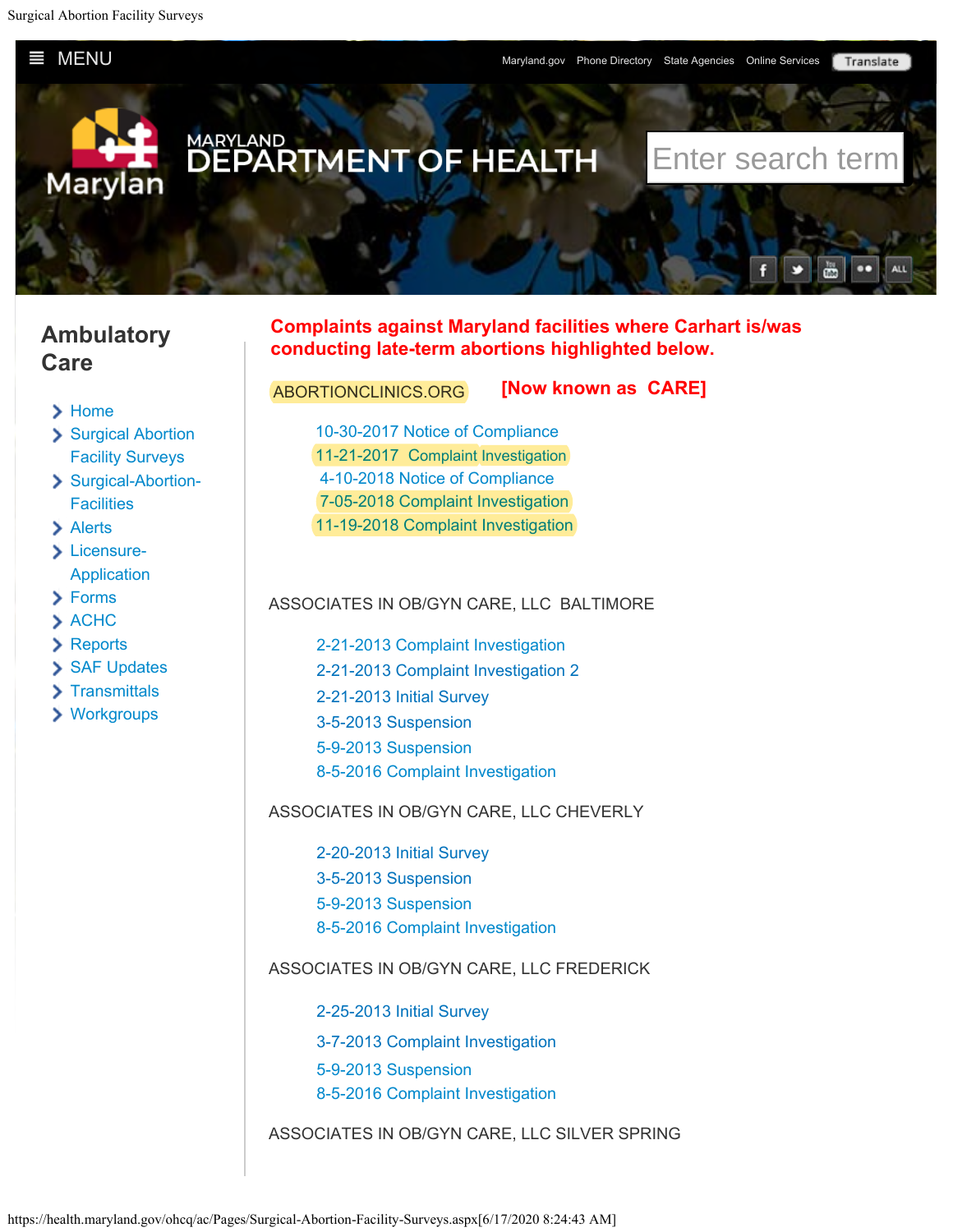MENU

Maryland.gov Phone Directory State Agencies Online Services Translate

Maryland

MARYLAND
DEPARTMENT OF HEALTH

Enter search term

## Ambulatory Care

- Home
- Surgical Abortion Facility Surveys
- Surgical-Abortion-Facilities
- Alerts
- Licensure-Application
- Forms
- ACHC
- Reports
- SAF Updates
- Transmittals
- Workgroups

**Complaints against Maryland facilities where Carhart is/was conducting late-term abortions highlighted below.**

ABORTIONCLINICS.ORG **[Now known as CARE]**

- 10-30-2017 Notice of Compliance
- 11-21-2017 Complaint Investigation
- 4-10-2018 Notice of Compliance
- 7-05-2018 Complaint Investigation
- 11-19-2018 Complaint Investigation

ASSOCIATES IN OB/GYN CARE, LLC BALTIMORE

- 2-21-2013 Complaint Investigation
- 2-21-2013 Complaint Investigation 2
- 2-21-2013 Initial Survey
- 3-5-2013 Suspension
- 5-9-2013 Suspension
- 8-5-2016 Complaint Investigation

ASSOCIATES IN OB/GYN CARE, LLC CHEVERLY

- 2-20-2013 Initial Survey
- 3-5-2013 Suspension
- 5-9-2013 Suspension
- 8-5-2016 Complaint Investigation

ASSOCIATES IN OB/GYN CARE, LLC FREDERICK

- 2-25-2013 Initial Survey
- 3-7-2013 Complaint Investigation
- 5-9-2013 Suspension
- 8-5-2016 Complaint Investigation

ASSOCIATES IN OB/GYN CARE, LLC SILVER SPRING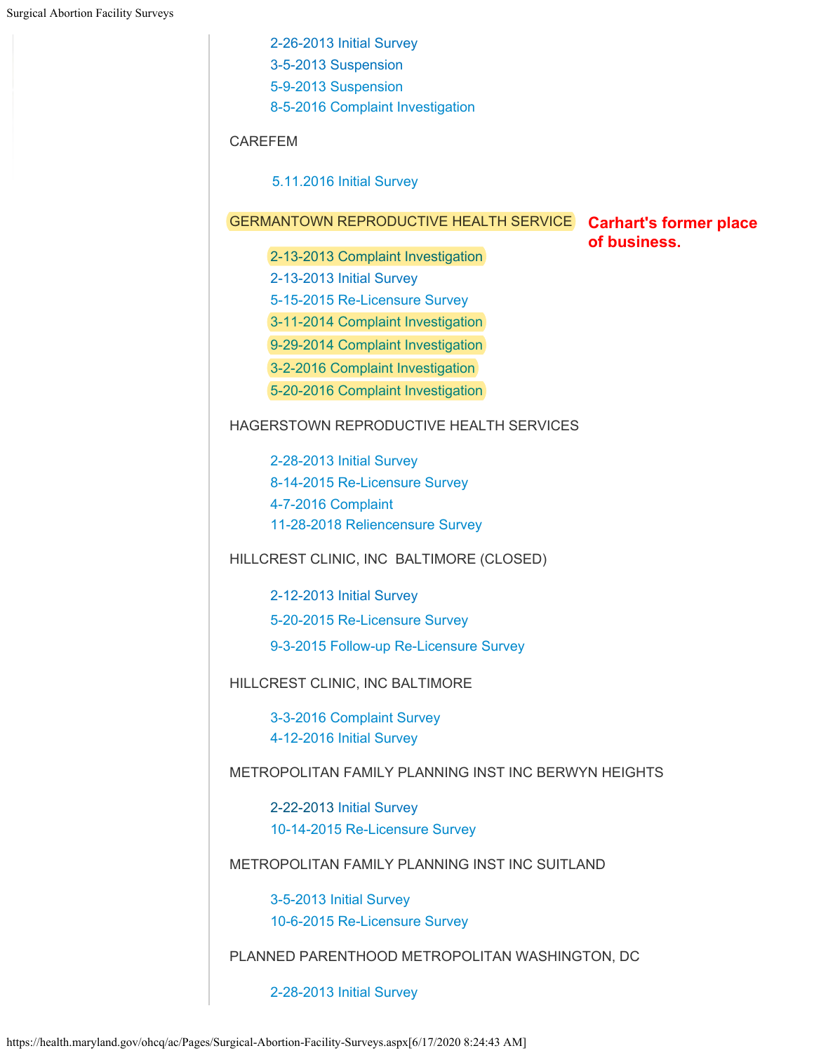2-26-2013 Initial Survey
3-5-2013 Suspension
5-9-2013 Suspension
8-5-2016 Complaint Investigation

CAREFEM

5.11.2016 Initial Survey

GERMANTOWN REPRODUCTIVE HEALTH SERVICE

**Carhart's former place of business.**

2-13-2013 Complaint Investigation
2-13-2013 Initial Survey
5-15-2015 Re-Licensure Survey
3-11-2014 Complaint Investigation
9-29-2014 Complaint Investigation
3-2-2016 Complaint Investigation
5-20-2016 Complaint Investigation

HAGERSTOWN REPRODUCTIVE HEALTH SERVICES

2-28-2013 Initial Survey
8-14-2015 Re-Licensure Survey
4-7-2016 Complaint
11-28-2018 Reliencensure Survey

HILLCREST CLINIC, INC BALTIMORE (CLOSED)

2-12-2013 Initial Survey
5-20-2015 Re-Licensure Survey
9-3-2015 Follow-up Re-Licensure Survey

HILLCREST CLINIC, INC BALTIMORE

3-3-2016 Complaint Survey
4-12-2016 Initial Survey

METROPOLITAN FAMILY PLANNING INST INC BERWYN HEIGHTS

2-22-2013 Initial Survey
10-14-2015 Re-Licensure Survey

METROPOLITAN FAMILY PLANNING INST INC SUITLAND

3-5-2013 Initial Survey
10-6-2015 Re-Licensure Survey

PLANNED PARENTHOOD METROPOLITAN WASHINGTON, DC

2-28-2013 Initial Survey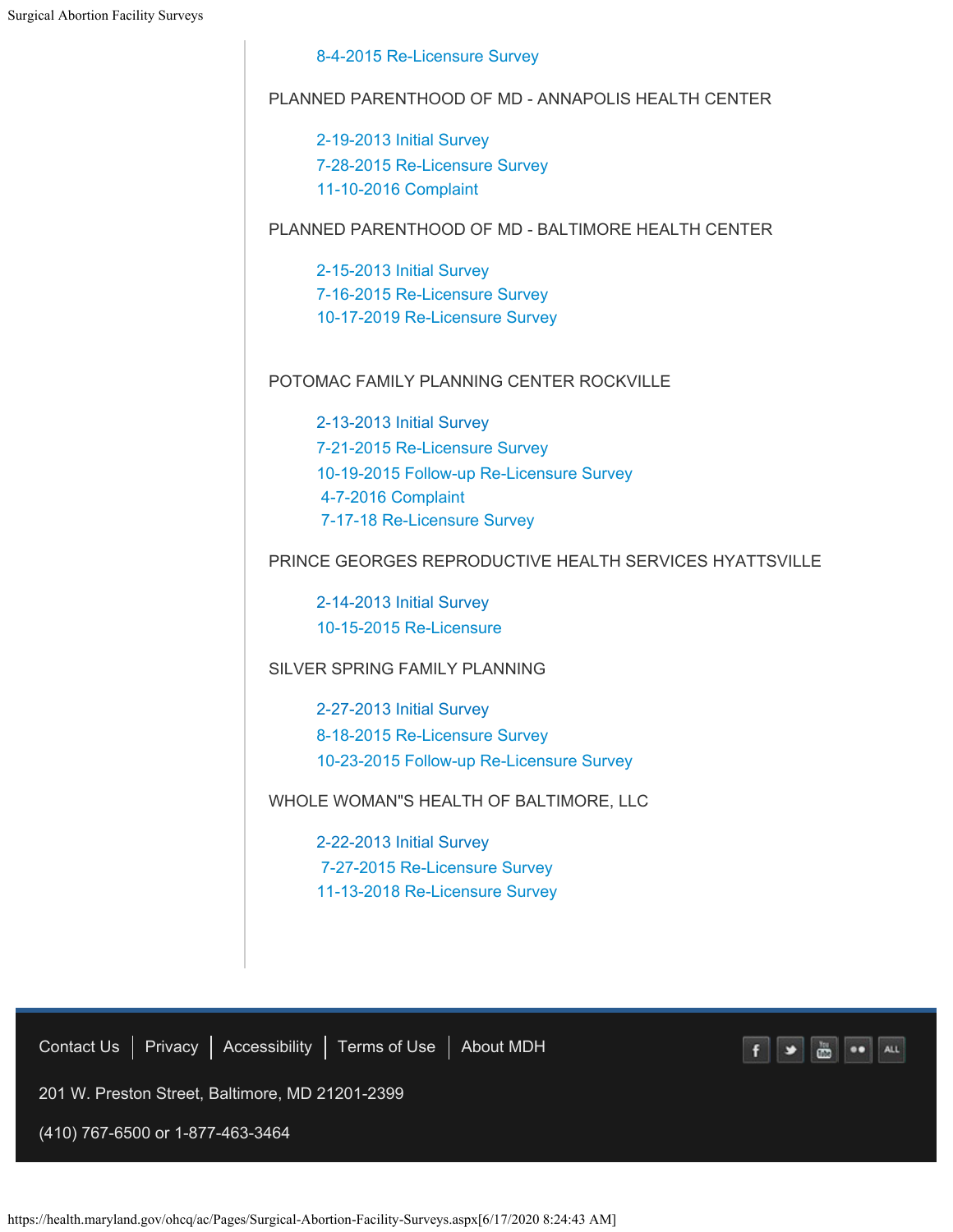8-4-2015 Re-Licensure Survey

PLANNED PARENTHOOD OF MD - ANNAPOLIS HEALTH CENTER

2-19-2013 Initial Survey
7-28-2015 Re-Licensure Survey
11-10-2016 Complaint

PLANNED PARENTHOOD OF MD - BALTIMORE HEALTH CENTER

2-15-2013 Initial Survey
7-16-2015 Re-Licensure Survey
10-17-2019 Re-Licensure Survey

POTOMAC FAMILY PLANNING CENTER ROCKVILLE

2-13-2013 Initial Survey
7-21-2015 Re-Licensure Survey
10-19-2015 Follow-up Re-Licensure Survey
4-7-2016 Complaint
7-17-18 Re-Licensure Survey

PRINCE GEORGES REPRODUCTIVE HEALTH SERVICES HYATTSVILLE

2-14-2013 Initial Survey
10-15-2015 Re-Licensure

SILVER SPRING FAMILY PLANNING

2-27-2013 Initial Survey
8-18-2015 Re-Licensure Survey
10-23-2015 Follow-up Re-Licensure Survey

WHOLE WOMAN"S HEALTH OF BALTIMORE, LLC

2-22-2013 Initial Survey
7-27-2015 Re-Licensure Survey
11-13-2018 Re-Licensure Survey

Contact Us | Privacy | Accessibility | Terms of Use | About MDH

201 W. Preston Street, Baltimore, MD 21201-2399

(410) 767-6500 or 1-877-463-3464